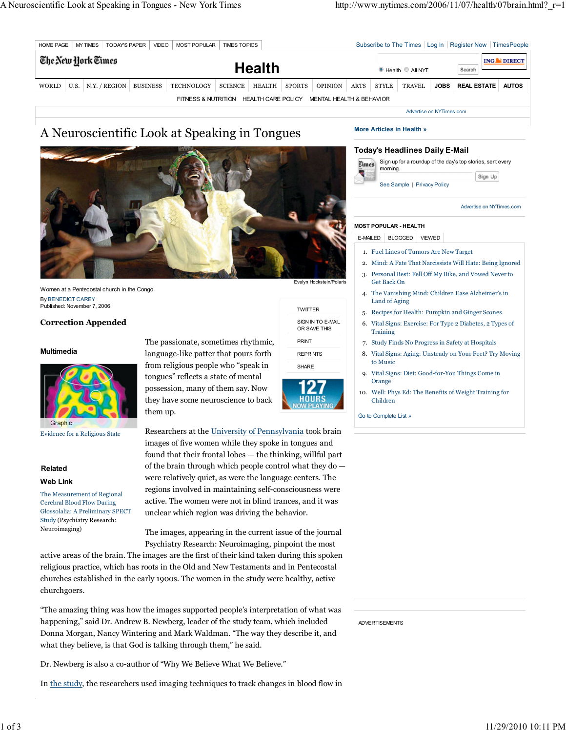# A Neuroscientific Look at Speaking in Tongues

Women at a Pentecostal church in the Congo.

Evelyn Hockstein/Polaris

By BENEDICT CAREY

Published: November 7, 2006

**Correction Appended**

The passionate, sometimes rhythmic, language-like patter that pours forth from religious people who "speak in tongues" reflects a state of mental possession, many of them say. Now they have some neuroscience to back them up.

Researchers at the University of Pennsylvania took brain images of five women while they spoke in tongues and found that their frontal lobes — the thinking, willful part of the brain through which people control what they do — were relatively quiet, as were the language centers. The regions involved in maintaining self-consciousness were active. The women were not in blind trances, and it was unclear which region was driving the behavior.

The images, appearing in the current issue of the journal Psychiatry Research: Neuroimaging, pinpoint the most active areas of the brain. The images are the first of their kind taken during this spoken religious practice, which has roots in the Old and New Testaments and in Pentecostal churches established in the early 1900s. The women in the study were healthy, active churchgoers.

"The amazing thing was how the images supported people's interpretation of what was happening," said Dr. Andrew B. Newberg, leader of the study team, which included Donna Morgan, Nancy Wintering and Mark Waldman. "The way they describe it, and what they believe, is that God is talking through them," he said.

Dr. Newberg is also a co-author of "Why We Believe What We Believe."

In the study, the researchers used imaging techniques to track changes in blood flow in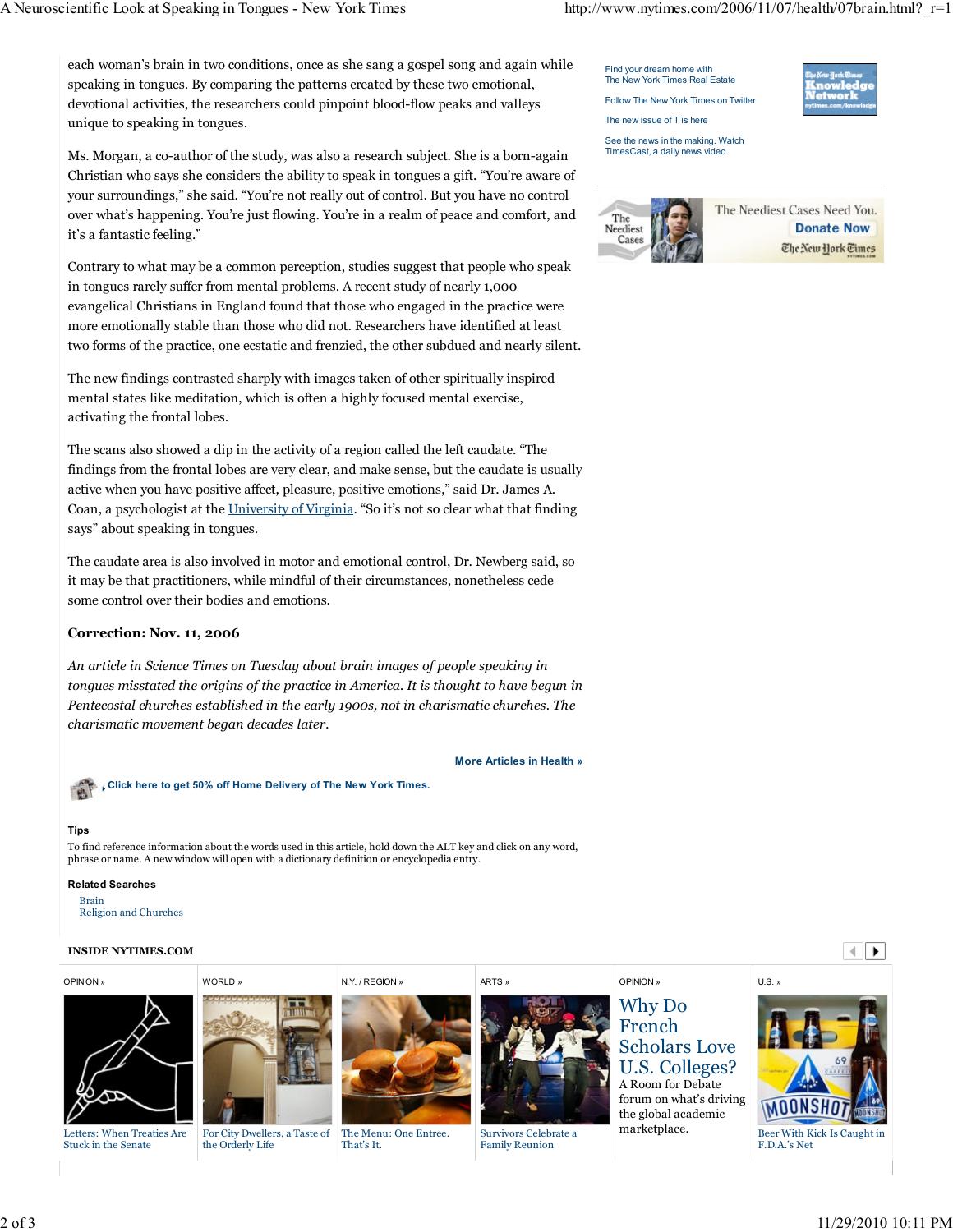each woman's brain in two conditions, once as she sang a gospel song and again while speaking in tongues. By comparing the patterns created by these two emotional, devotional activities, the researchers could pinpoint blood-flow peaks and valleys unique to speaking in tongues.

Ms. Morgan, a co-author of the study, was also a research subject. She is a born-again Christian who says she considers the ability to speak in tongues a gift. "You're aware of your surroundings," she said. "You're not really out of control. But you have no control over what's happening. You're just flowing. You're in a realm of peace and comfort, and it's a fantastic feeling."

Contrary to what may be a common perception, studies suggest that people who speak in tongues rarely suffer from mental problems. A recent study of nearly 1,000 evangelical Christians in England found that those who engaged in the practice were more emotionally stable than those who did not. Researchers have identified at least two forms of the practice, one ecstatic and frenzied, the other subdued and nearly silent.

The new findings contrasted sharply with images taken of other spiritually inspired mental states like meditation, which is often a highly focused mental exercise, activating the frontal lobes.

The scans also showed a dip in the activity of a region called the left caudate. "The findings from the frontal lobes are very clear, and make sense, but the caudate is usually active when you have positive affect, pleasure, positive emotions," said Dr. James A. Coan, a psychologist at the University of Virginia. "So it's not so clear what that finding says" about speaking in tongues.

The caudate area is also involved in motor and emotional control, Dr. Newberg said, so it may be that practitioners, while mindful of their circumstances, nonetheless cede some control over their bodies and emotions.

**Correction: Nov. 11, 2006**

*An article in Science Times on Tuesday about brain images of people speaking in tongues misstated the origins of the practice in America. It is thought to have begun in Pentecostal churches established in the early 1900s, not in charismatic churches. The charismatic movement began decades later.*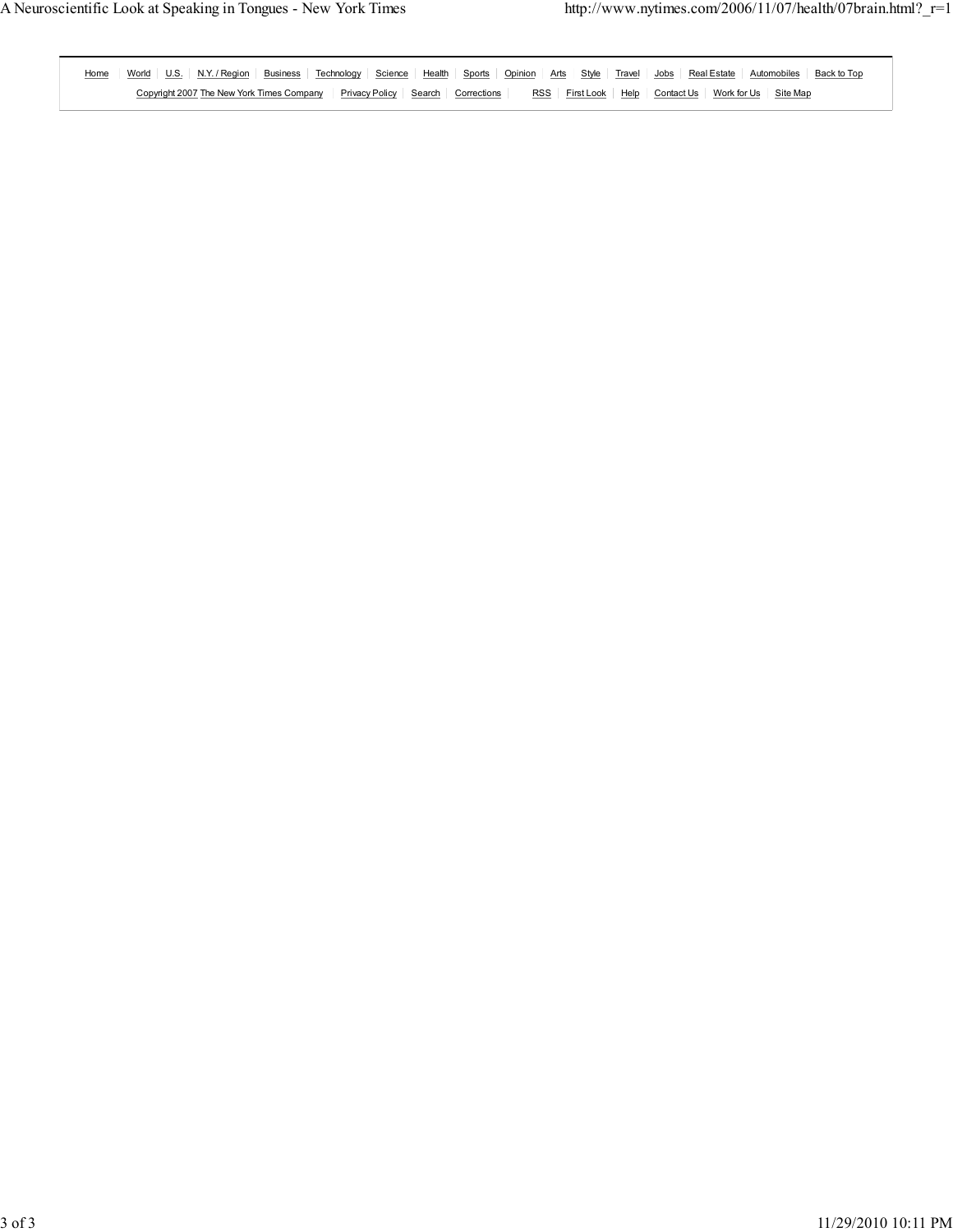Home | World | U.S. | N.Y. / Region | Business | Technology | Science | Health | Sports | Opinion | Arts | Style | Travel | Jobs | Real Estate | Automobiles | Back to Top

Copyright 2007 The New York Times Company | Privacy Policy | Search | Corrections | RSS | First Look | Help | Contact Us | Work for Us | Site Map